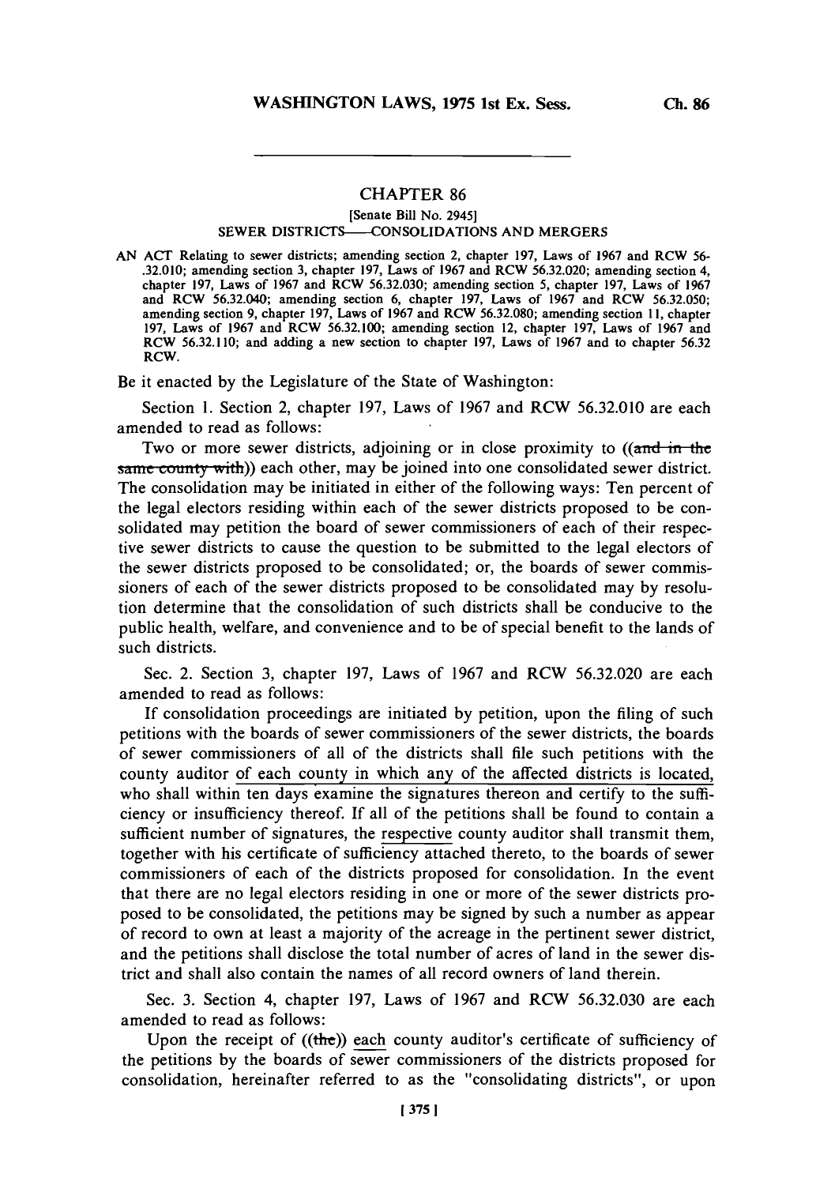# CHAPTER 86

[Senate Bill No. 2945]

SEWER DISTRICTS—CONSOLIDATIONS AND MERGERS

AN ACT Relating to sewer districts; amending section 2, chapter 197, Laws of 1967 and RCW 56-.32.010; amending section 3, chapter 197, Laws of 1967 and RCW 56.32.020; amending section 4, chapter 197, Laws of 1967 and RCW 56.32.030; amending section 5, chapter 197, Laws of 1967 and RCW 56.32.040; amending section 6, chapter 197, Laws of 1967 and RCW 56.32.050; amending section 9, chapter 197, Laws of 1967 and RCW 56.32.080; amending section 11, chapter 197, Laws of 1967 and RCW 56.32.100; amending section 12, chapter 197, Laws of 1967 and RCW 56.32.110; and adding a new section to chapter 197, Laws of 1967 and to chapter 56.32 RCW.

Be it enacted by the Legislature of the State of Washington:

Section 1. Section 2, chapter 197, Laws of 1967 and RCW 56.32.010 are each amended to read as follows:

Two or more sewer districts, adjoining or in close proximity to ((~~and in the same county with~~)) each other, may be joined into one consolidated sewer district. The consolidation may be initiated in either of the following ways: Ten percent of the legal electors residing within each of the sewer districts proposed to be consolidated may petition the board of sewer commissioners of each of their respective sewer districts to cause the question to be submitted to the legal electors of the sewer districts proposed to be consolidated; or, the boards of sewer commissioners of each of the sewer districts proposed to be consolidated may by resolution determine that the consolidation of such districts shall be conducive to the public health, welfare, and convenience and to be of special benefit to the lands of such districts.

Sec. 2. Section 3, chapter 197, Laws of 1967 and RCW 56.32.020 are each amended to read as follows:

If consolidation proceedings are initiated by petition, upon the filing of such petitions with the boards of sewer commissioners of the sewer districts, the boards of sewer commissioners of all of the districts shall file such petitions with the county auditor <u>of each county in which any of the affected districts is located,</u> who shall within ten days examine the signatures thereon and certify to the sufficiency or insufficiency thereof. If all of the petitions shall be found to contain a sufficient number of signatures, the <u>respective</u> county auditor shall transmit them, together with his certificate of sufficiency attached thereto, to the boards of sewer commissioners of each of the districts proposed for consolidation. In the event that there are no legal electors residing in one or more of the sewer districts proposed to be consolidated, the petitions may be signed by such a number as appear of record to own at least a majority of the acreage in the pertinent sewer district, and the petitions shall disclose the total number of acres of land in the sewer district and shall also contain the names of all record owners of land therein.

Sec. 3. Section 4, chapter 197, Laws of 1967 and RCW 56.32.030 are each amended to read as follows:

Upon the receipt of ((~~the~~)) <u>each</u> county auditor's certificate of sufficiency of the petitions by the boards of sewer commissioners of the districts proposed for consolidation, hereinafter referred to as the "consolidating districts", or upon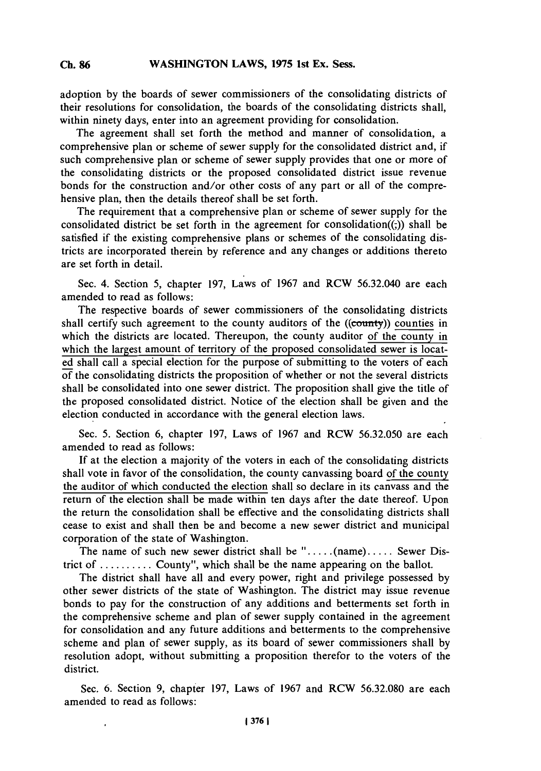adoption by the boards of sewer commissioners of the consolidating districts of their resolutions for consolidation, the boards of the consolidating districts shall, within ninety days, enter into an agreement providing for consolidation.

The agreement shall set forth the method and manner of consolidation, a comprehensive plan or scheme of sewer supply for the consolidated district and, if such comprehensive plan or scheme of sewer supply provides that one or more of the consolidating districts or the proposed consolidated district issue revenue bonds for the construction and/or other costs of any part or all of the comprehensive plan, then the details thereof shall be set forth.

The requirement that a comprehensive plan or scheme of sewer supply for the consolidated district be set forth in the agreement for consolidation((;)) shall be satisfied if the existing comprehensive plans or schemes of the consolidating districts are incorporated therein by reference and any changes or additions thereto are set forth in detail.

Sec. 4. Section 5, chapter 197, Laws of 1967 and RCW 56.32.040 are each amended to read as follows:

The respective boards of sewer commissioners of the consolidating districts shall certify such agreement to the county auditors of the ((county)) counties in which the districts are located. Thereupon, the county auditor of the county in which the largest amount of territory of the proposed consolidated sewer is located shall call a special election for the purpose of submitting to the voters of each of the consolidating districts the proposition of whether or not the several districts shall be consolidated into one sewer district. The proposition shall give the title of the proposed consolidated district. Notice of the election shall be given and the election conducted in accordance with the general election laws.

Sec. 5. Section 6, chapter 197, Laws of 1967 and RCW 56.32.050 are each amended to read as follows:

If at the election a majority of the voters in each of the consolidating districts shall vote in favor of the consolidation, the county canvassing board of the county the auditor of which conducted the election shall so declare in its canvass and the return of the election shall be made within ten days after the date thereof. Upon the return the consolidation shall be effective and the consolidating districts shall cease to exist and shall then be and become a new sewer district and municipal corporation of the state of Washington.

The name of such new sewer district shall be "..... (name)..... Sewer District of .......... County", which shall be the name appearing on the ballot.

The district shall have all and every power, right and privilege possessed by other sewer districts of the state of Washington. The district may issue revenue bonds to pay for the construction of any additions and betterments set forth in the comprehensive scheme and plan of sewer supply contained in the agreement for consolidation and any future additions and betterments to the comprehensive scheme and plan of sewer supply, as its board of sewer commissioners shall by resolution adopt, without submitting a proposition therefor to the voters of the district.

Sec. 6. Section 9, chapter 197, Laws of 1967 and RCW 56.32.080 are each amended to read as follows: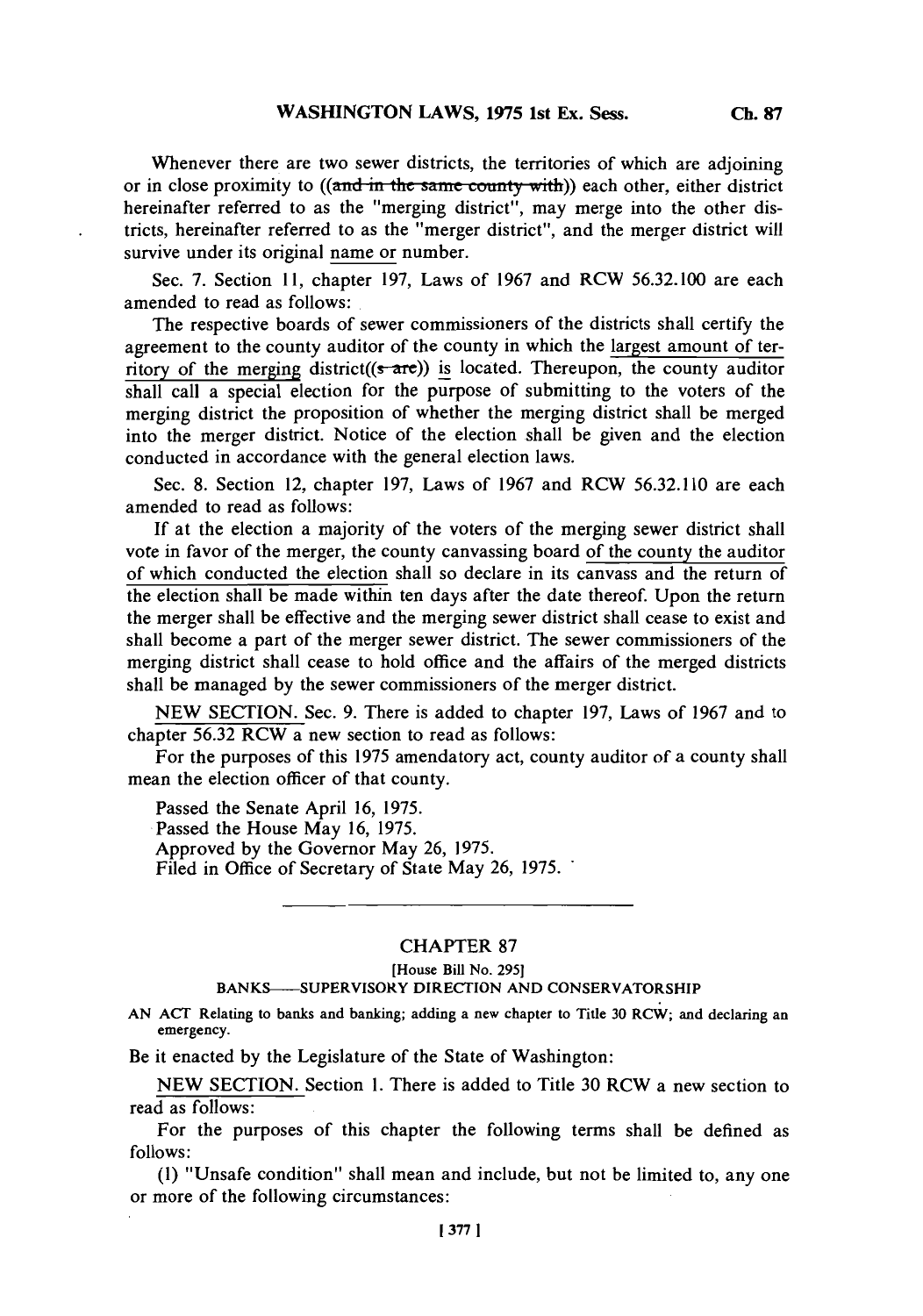Whenever there are two sewer districts, the territories of which are adjoining or in close proximity to ((~~and in the same county with~~)) each other, either district hereinafter referred to as the "merging district", may merge into the other districts, hereinafter referred to as the "merger district", and the merger district will survive under its original name or number.

Sec. 7. Section 11, chapter 197, Laws of 1967 and RCW 56.32.100 are each amended to read as follows:

The respective boards of sewer commissioners of the districts shall certify the agreement to the county auditor of the county in which the largest amount of territory of the merging district((~~s are~~)) is located. Thereupon, the county auditor shall call a special election for the purpose of submitting to the voters of the merging district the proposition of whether the merging district shall be merged into the merger district. Notice of the election shall be given and the election conducted in accordance with the general election laws.

Sec. 8. Section 12, chapter 197, Laws of 1967 and RCW 56.32.110 are each amended to read as follows:

If at the election a majority of the voters of the merging sewer district shall vote in favor of the merger, the county canvassing board of the county the auditor of which conducted the election shall so declare in its canvass and the return of the election shall be made within ten days after the date thereof. Upon the return the merger shall be effective and the merging sewer district shall cease to exist and shall become a part of the merger sewer district. The sewer commissioners of the merging district shall cease to hold office and the affairs of the merged districts shall be managed by the sewer commissioners of the merger district.

NEW SECTION. Sec. 9. There is added to chapter 197, Laws of 1967 and to chapter 56.32 RCW a new section to read as follows:

For the purposes of this 1975 amendatory act, county auditor of a county shall mean the election officer of that county.

Passed the Senate April 16, 1975.
Passed the House May 16, 1975.
Approved by the Governor May 26, 1975.
Filed in Office of Secretary of State May 26, 1975.

---

## CHAPTER 87

[House Bill No. 295]

BANKS—SUPERVISORY DIRECTION AND CONSERVATORSHIP

AN ACT Relating to banks and banking; adding a new chapter to Title 30 RCW; and declaring an emergency.

Be it enacted by the Legislature of the State of Washington:

NEW SECTION. Section 1. There is added to Title 30 RCW a new section to read as follows:

For the purposes of this chapter the following terms shall be defined as follows:

(1) "Unsafe condition" shall mean and include, but not be limited to, any one or more of the following circumstances: